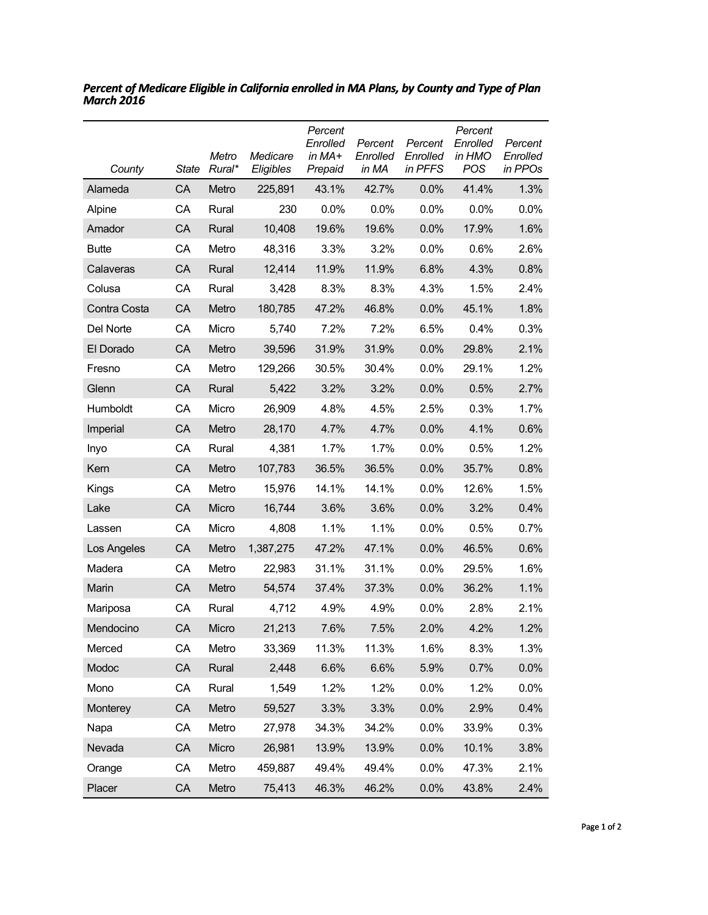***Percent of Medicare Eligible in California enrolled in MA Plans, by County and Type of Plan March 2016***

| *County* | *State* | *Metro Rural\** | *Medicare Eligibles* | *Percent Enrolled in MA+ Prepaid* | *Percent Enrolled in MA* | *Percent Enrolled in PFFS* | *Percent Enrolled in HMO POS* | *Percent Enrolled in PPOs* |
|---|---|---|---|---|---|---|---|---|
| Alameda | CA | Metro | 225,891 | 43.1% | 42.7% | 0.0% | 41.4% | 1.3% |
| Alpine | CA | Rural | 230 | 0.0% | 0.0% | 0.0% | 0.0% | 0.0% |
| Amador | CA | Rural | 10,408 | 19.6% | 19.6% | 0.0% | 17.9% | 1.6% |
| Butte | CA | Metro | 48,316 | 3.3% | 3.2% | 0.0% | 0.6% | 2.6% |
| Calaveras | CA | Rural | 12,414 | 11.9% | 11.9% | 6.8% | 4.3% | 0.8% |
| Colusa | CA | Rural | 3,428 | 8.3% | 8.3% | 4.3% | 1.5% | 2.4% |
| Contra Costa | CA | Metro | 180,785 | 47.2% | 46.8% | 0.0% | 45.1% | 1.8% |
| Del Norte | CA | Micro | 5,740 | 7.2% | 7.2% | 6.5% | 0.4% | 0.3% |
| El Dorado | CA | Metro | 39,596 | 31.9% | 31.9% | 0.0% | 29.8% | 2.1% |
| Fresno | CA | Metro | 129,266 | 30.5% | 30.4% | 0.0% | 29.1% | 1.2% |
| Glenn | CA | Rural | 5,422 | 3.2% | 3.2% | 0.0% | 0.5% | 2.7% |
| Humboldt | CA | Micro | 26,909 | 4.8% | 4.5% | 2.5% | 0.3% | 1.7% |
| Imperial | CA | Metro | 28,170 | 4.7% | 4.7% | 0.0% | 4.1% | 0.6% |
| Inyo | CA | Rural | 4,381 | 1.7% | 1.7% | 0.0% | 0.5% | 1.2% |
| Kern | CA | Metro | 107,783 | 36.5% | 36.5% | 0.0% | 35.7% | 0.8% |
| Kings | CA | Metro | 15,976 | 14.1% | 14.1% | 0.0% | 12.6% | 1.5% |
| Lake | CA | Micro | 16,744 | 3.6% | 3.6% | 0.0% | 3.2% | 0.4% |
| Lassen | CA | Micro | 4,808 | 1.1% | 1.1% | 0.0% | 0.5% | 0.7% |
| Los Angeles | CA | Metro | 1,387,275 | 47.2% | 47.1% | 0.0% | 46.5% | 0.6% |
| Madera | CA | Metro | 22,983 | 31.1% | 31.1% | 0.0% | 29.5% | 1.6% |
| Marin | CA | Metro | 54,574 | 37.4% | 37.3% | 0.0% | 36.2% | 1.1% |
| Mariposa | CA | Rural | 4,712 | 4.9% | 4.9% | 0.0% | 2.8% | 2.1% |
| Mendocino | CA | Micro | 21,213 | 7.6% | 7.5% | 2.0% | 4.2% | 1.2% |
| Merced | CA | Metro | 33,369 | 11.3% | 11.3% | 1.6% | 8.3% | 1.3% |
| Modoc | CA | Rural | 2,448 | 6.6% | 6.6% | 5.9% | 0.7% | 0.0% |
| Mono | CA | Rural | 1,549 | 1.2% | 1.2% | 0.0% | 1.2% | 0.0% |
| Monterey | CA | Metro | 59,527 | 3.3% | 3.3% | 0.0% | 2.9% | 0.4% |
| Napa | CA | Metro | 27,978 | 34.3% | 34.2% | 0.0% | 33.9% | 0.3% |
| Nevada | CA | Micro | 26,981 | 13.9% | 13.9% | 0.0% | 10.1% | 3.8% |
| Orange | CA | Metro | 459,887 | 49.4% | 49.4% | 0.0% | 47.3% | 2.1% |
| Placer | CA | Metro | 75,413 | 46.3% | 46.2% | 0.0% | 43.8% | 2.4% |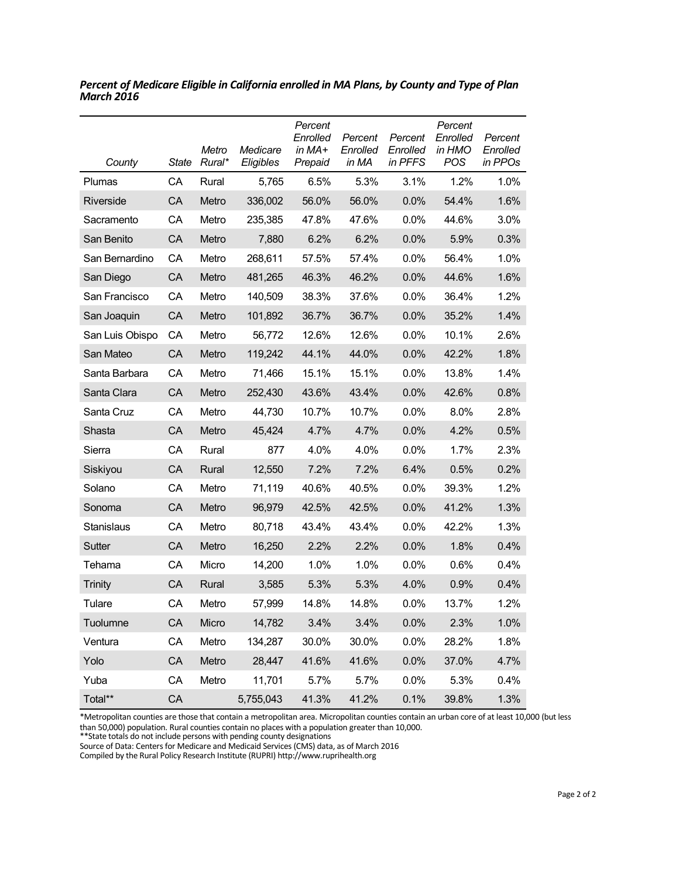***Percent of Medicare Eligible in California enrolled in MA Plans, by County and Type of Plan March 2016***

| *County* | *State* | *Metro Rural** | *Medicare Eligibles* | *Percent Enrolled in MA+ Prepaid* | *Percent Enrolled in MA* | *Percent Enrolled in PFFS* | *Percent Enrolled in HMO POS* | *Percent Enrolled in PPOs* |
|---|---|---|---|---|---|---|---|---|
| Plumas | CA | Rural | 5,765 | 6.5% | 5.3% | 3.1% | 1.2% | 1.0% |
| Riverside | CA | Metro | 336,002 | 56.0% | 56.0% | 0.0% | 54.4% | 1.6% |
| Sacramento | CA | Metro | 235,385 | 47.8% | 47.6% | 0.0% | 44.6% | 3.0% |
| San Benito | CA | Metro | 7,880 | 6.2% | 6.2% | 0.0% | 5.9% | 0.3% |
| San Bernardino | CA | Metro | 268,611 | 57.5% | 57.4% | 0.0% | 56.4% | 1.0% |
| San Diego | CA | Metro | 481,265 | 46.3% | 46.2% | 0.0% | 44.6% | 1.6% |
| San Francisco | CA | Metro | 140,509 | 38.3% | 37.6% | 0.0% | 36.4% | 1.2% |
| San Joaquin | CA | Metro | 101,892 | 36.7% | 36.7% | 0.0% | 35.2% | 1.4% |
| San Luis Obispo | CA | Metro | 56,772 | 12.6% | 12.6% | 0.0% | 10.1% | 2.6% |
| San Mateo | CA | Metro | 119,242 | 44.1% | 44.0% | 0.0% | 42.2% | 1.8% |
| Santa Barbara | CA | Metro | 71,466 | 15.1% | 15.1% | 0.0% | 13.8% | 1.4% |
| Santa Clara | CA | Metro | 252,430 | 43.6% | 43.4% | 0.0% | 42.6% | 0.8% |
| Santa Cruz | CA | Metro | 44,730 | 10.7% | 10.7% | 0.0% | 8.0% | 2.8% |
| Shasta | CA | Metro | 45,424 | 4.7% | 4.7% | 0.0% | 4.2% | 0.5% |
| Sierra | CA | Rural | 877 | 4.0% | 4.0% | 0.0% | 1.7% | 2.3% |
| Siskiyou | CA | Rural | 12,550 | 7.2% | 7.2% | 6.4% | 0.5% | 0.2% |
| Solano | CA | Metro | 71,119 | 40.6% | 40.5% | 0.0% | 39.3% | 1.2% |
| Sonoma | CA | Metro | 96,979 | 42.5% | 42.5% | 0.0% | 41.2% | 1.3% |
| Stanislaus | CA | Metro | 80,718 | 43.4% | 43.4% | 0.0% | 42.2% | 1.3% |
| Sutter | CA | Metro | 16,250 | 2.2% | 2.2% | 0.0% | 1.8% | 0.4% |
| Tehama | CA | Micro | 14,200 | 1.0% | 1.0% | 0.0% | 0.6% | 0.4% |
| Trinity | CA | Rural | 3,585 | 5.3% | 5.3% | 4.0% | 0.9% | 0.4% |
| Tulare | CA | Metro | 57,999 | 14.8% | 14.8% | 0.0% | 13.7% | 1.2% |
| Tuolumne | CA | Micro | 14,782 | 3.4% | 3.4% | 0.0% | 2.3% | 1.0% |
| Ventura | CA | Metro | 134,287 | 30.0% | 30.0% | 0.0% | 28.2% | 1.8% |
| Yolo | CA | Metro | 28,447 | 41.6% | 41.6% | 0.0% | 37.0% | 4.7% |
| Yuba | CA | Metro | 11,701 | 5.7% | 5.7% | 0.0% | 5.3% | 0.4% |
| Total** | CA | | 5,755,043 | 41.3% | 41.2% | 0.1% | 39.8% | 1.3% |

*Metropolitan counties are those that contain a metropolitan area. Micropolitan counties contain an urban core of at least 10,000 (but less than 50,000) population. Rural counties contain no places with a population greater than 10,000.
**State totals do not include persons with pending county designations
Source of Data: Centers for Medicare and Medicaid Services (CMS) data, as of March 2016
Compiled by the Rural Policy Research Institute (RUPRI) http://www.ruprihealth.org